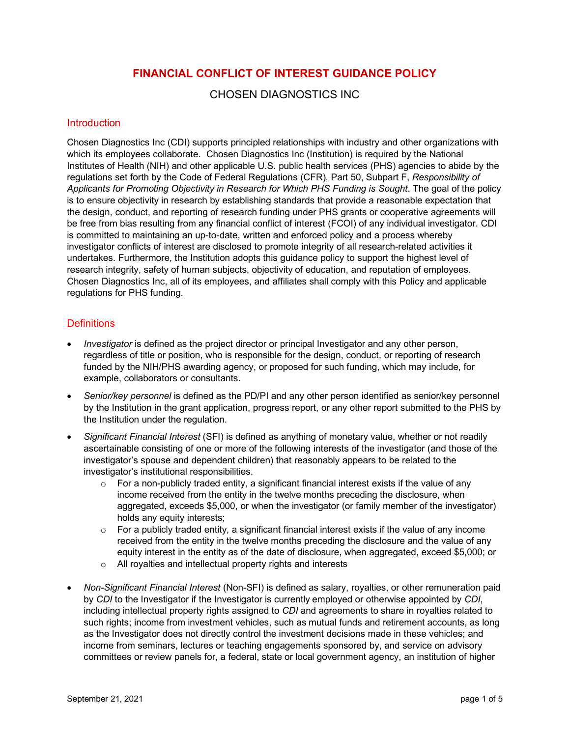# FINANCIAL CONFLICT OF INTEREST GUIDANCE POLICY

CHOSEN DIAGNOSTICS INC

## Introduction

Chosen Diagnostics Inc (CDI) supports principled relationships with industry and other organizations with which its employees collaborate. Chosen Diagnostics Inc (Institution) is required by the National Institutes of Health (NIH) and other applicable U.S. public health services (PHS) agencies to abide by the regulations set forth by the Code of Federal Regulations (CFR), Part 50, Subpart F, *Responsibility of Applicants for Promoting Objectivity in Research for Which PHS Funding is Sought*. The goal of the policy is to ensure objectivity in research by establishing standards that provide a reasonable expectation that the design, conduct, and reporting of research funding under PHS grants or cooperative agreements will be free from bias resulting from any financial conflict of interest (FCOI) of any individual investigator. CDI is committed to maintaining an up-to-date, written and enforced policy and a process whereby investigator conflicts of interest are disclosed to promote integrity of all research-related activities it undertakes. Furthermore, the Institution adopts this guidance policy to support the highest level of research integrity, safety of human subjects, objectivity of education, and reputation of employees. Chosen Diagnostics Inc, all of its employees, and affiliates shall comply with this Policy and applicable regulations for PHS funding.

## Definitions

- *Investigator* is defined as the project director or principal Investigator and any other person, regardless of title or position, who is responsible for the design, conduct, or reporting of research funded by the NIH/PHS awarding agency, or proposed for such funding, which may include, for example, collaborators or consultants.
- *Senior/key personnel* is defined as the PD/PI and any other person identified as senior/key personnel by the Institution in the grant application, progress report, or any other report submitted to the PHS by the Institution under the regulation.
- *Significant Financial Interest* (SFI) is defined as anything of monetary value, whether or not readily ascertainable consisting of one or more of the following interests of the investigator (and those of the investigator's spouse and dependent children) that reasonably appears to be related to the investigator's institutional responsibilities.
  - For a non-publicly traded entity, a significant financial interest exists if the value of any income received from the entity in the twelve months preceding the disclosure, when aggregated, exceeds $5,000, or when the investigator (or family member of the investigator) holds any equity interests;
  - For a publicly traded entity, a significant financial interest exists if the value of any income received from the entity in the twelve months preceding the disclosure and the value of any equity interest in the entity as of the date of disclosure, when aggregated, exceed $5,000; or
  - All royalties and intellectual property rights and interests
- *Non-Significant Financial Interest* (Non-SFI) is defined as salary, royalties, or other remuneration paid by *CDI* to the Investigator if the Investigator is currently employed or otherwise appointed by *CDI*, including intellectual property rights assigned to *CDI* and agreements to share in royalties related to such rights; income from investment vehicles, such as mutual funds and retirement accounts, as long as the Investigator does not directly control the investment decisions made in these vehicles; and income from seminars, lectures or teaching engagements sponsored by, and service on advisory committees or review panels for, a federal, state or local government agency, an institution of higher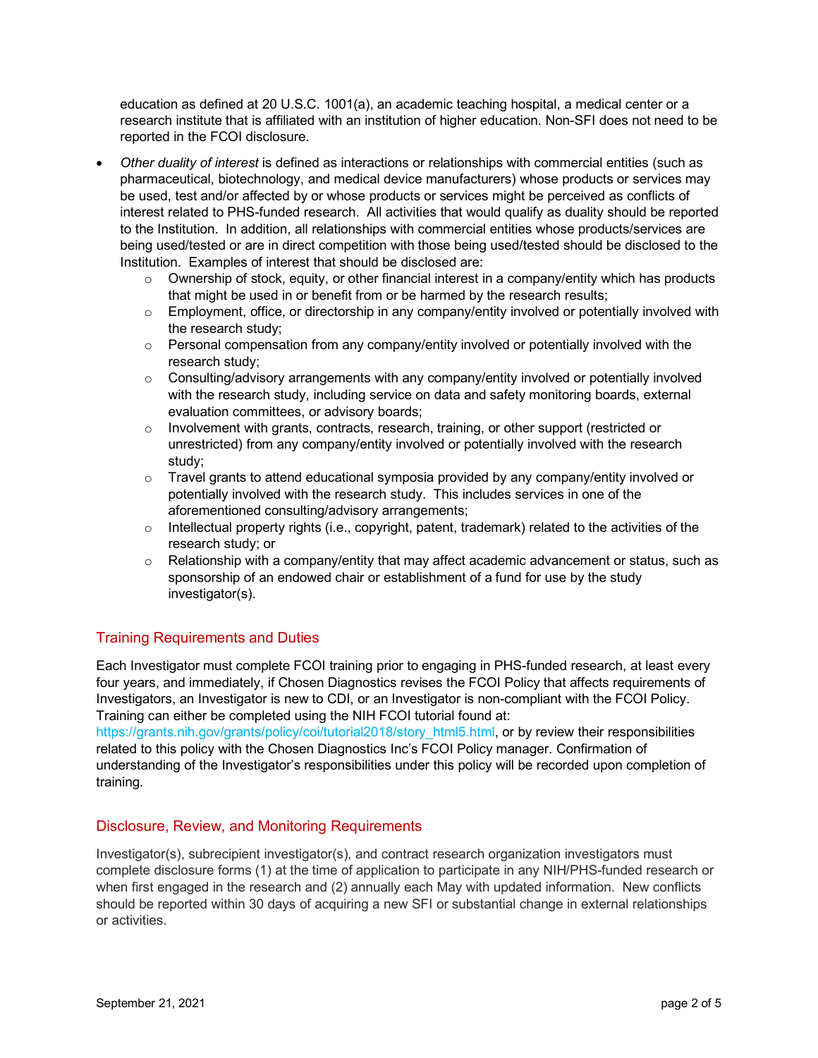education as defined at 20 U.S.C. 1001(a), an academic teaching hospital, a medical center or a research institute that is affiliated with an institution of higher education. Non-SFI does not need to be reported in the FCOI disclosure.

- *Other duality of interest* is defined as interactions or relationships with commercial entities (such as pharmaceutical, biotechnology, and medical device manufacturers) whose products or services may be used, test and/or affected by or whose products or services might be perceived as conflicts of interest related to PHS-funded research. All activities that would qualify as duality should be reported to the Institution. In addition, all relationships with commercial entities whose products/services are being used/tested or are in direct competition with those being used/tested should be disclosed to the Institution. Examples of interest that should be disclosed are:
    - Ownership of stock, equity, or other financial interest in a company/entity which has products that might be used in or benefit from or be harmed by the research results;
    - Employment, office, or directorship in any company/entity involved or potentially involved with the research study;
    - Personal compensation from any company/entity involved or potentially involved with the research study;
    - Consulting/advisory arrangements with any company/entity involved or potentially involved with the research study, including service on data and safety monitoring boards, external evaluation committees, or advisory boards;
    - Involvement with grants, contracts, research, training, or other support (restricted or unrestricted) from any company/entity involved or potentially involved with the research study;
    - Travel grants to attend educational symposia provided by any company/entity involved or potentially involved with the research study. This includes services in one of the aforementioned consulting/advisory arrangements;
    - Intellectual property rights (i.e., copyright, patent, trademark) related to the activities of the research study; or
    - Relationship with a company/entity that may affect academic advancement or status, such as sponsorship of an endowed chair or establishment of a fund for use by the study investigator(s).

## Training Requirements and Duties

Each Investigator must complete FCOI training prior to engaging in PHS-funded research, at least every four years, and immediately, if Chosen Diagnostics revises the FCOI Policy that affects requirements of Investigators, an Investigator is new to CDI, or an Investigator is non-compliant with the FCOI Policy. Training can either be completed using the NIH FCOI tutorial found at: https://grants.nih.gov/grants/policy/coi/tutorial2018/story_html5.html, or by review their responsibilities related to this policy with the Chosen Diagnostics Inc's FCOI Policy manager. Confirmation of understanding of the Investigator's responsibilities under this policy will be recorded upon completion of training.

## Disclosure, Review, and Monitoring Requirements

Investigator(s), subrecipient investigator(s), and contract research organization investigators must complete disclosure forms (1) at the time of application to participate in any NIH/PHS-funded research or when first engaged in the research and (2) annually each May with updated information. New conflicts should be reported within 30 days of acquiring a new SFI or substantial change in external relationships or activities.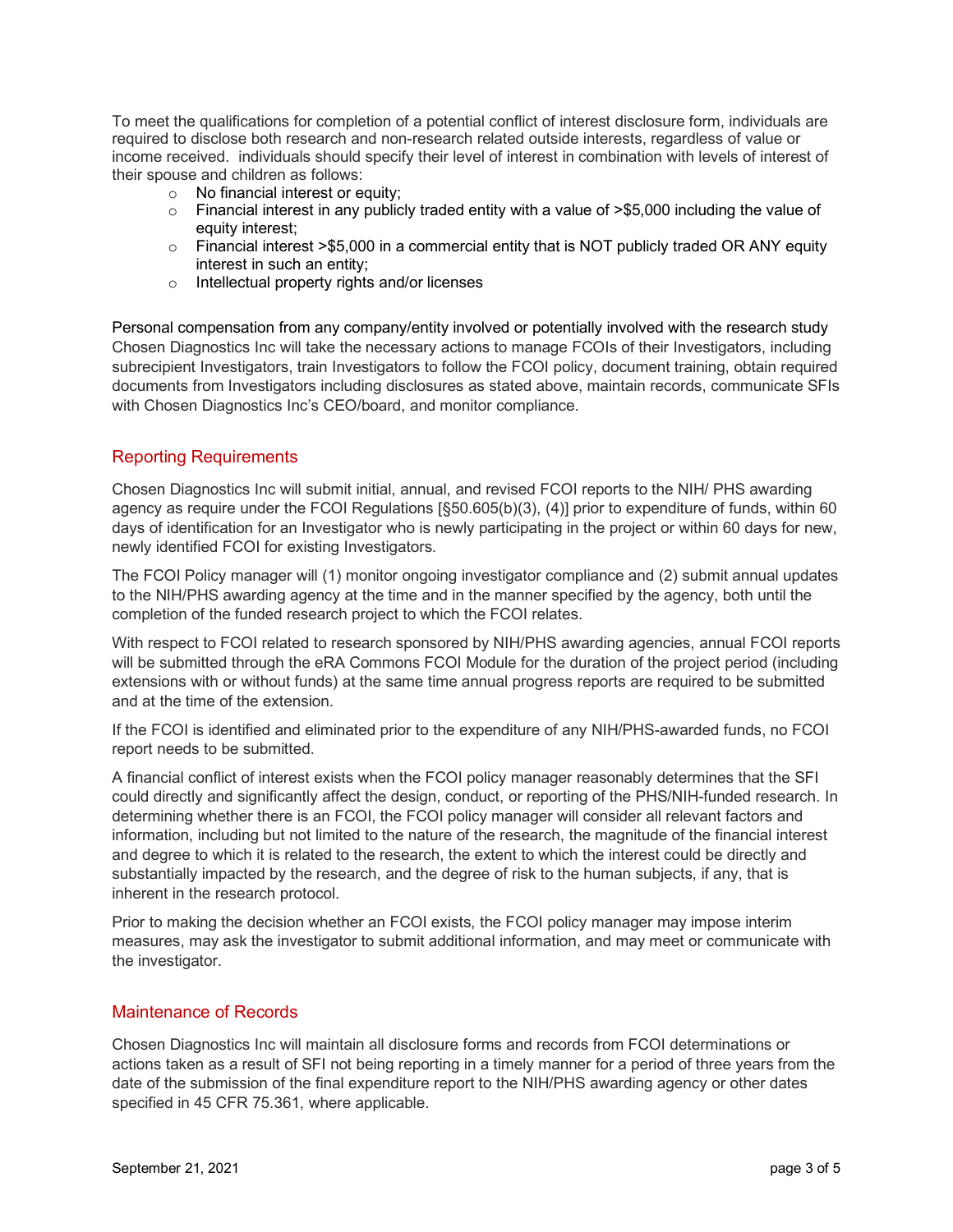To meet the qualifications for completion of a potential conflict of interest disclosure form, individuals are required to disclose both research and non-research related outside interests, regardless of value or income received. individuals should specify their level of interest in combination with levels of interest of their spouse and children as follows:

- No financial interest or equity;
- Financial interest in any publicly traded entity with a value of >$5,000 including the value of equity interest;
- Financial interest >$5,000 in a commercial entity that is NOT publicly traded OR ANY equity interest in such an entity;
- Intellectual property rights and/or licenses

Personal compensation from any company/entity involved or potentially involved with the research study Chosen Diagnostics Inc will take the necessary actions to manage FCOIs of their Investigators, including subrecipient Investigators, train Investigators to follow the FCOI policy, document training, obtain required documents from Investigators including disclosures as stated above, maintain records, communicate SFIs with Chosen Diagnostics Inc's CEO/board, and monitor compliance.

## Reporting Requirements

Chosen Diagnostics Inc will submit initial, annual, and revised FCOI reports to the NIH/ PHS awarding agency as require under the FCOI Regulations [§50.605(b)(3), (4)] prior to expenditure of funds, within 60 days of identification for an Investigator who is newly participating in the project or within 60 days for new, newly identified FCOI for existing Investigators.

The FCOI Policy manager will (1) monitor ongoing investigator compliance and (2) submit annual updates to the NIH/PHS awarding agency at the time and in the manner specified by the agency, both until the completion of the funded research project to which the FCOI relates.

With respect to FCOI related to research sponsored by NIH/PHS awarding agencies, annual FCOI reports will be submitted through the eRA Commons FCOI Module for the duration of the project period (including extensions with or without funds) at the same time annual progress reports are required to be submitted and at the time of the extension.

If the FCOI is identified and eliminated prior to the expenditure of any NIH/PHS-awarded funds, no FCOI report needs to be submitted.

A financial conflict of interest exists when the FCOI policy manager reasonably determines that the SFI could directly and significantly affect the design, conduct, or reporting of the PHS/NIH-funded research. In determining whether there is an FCOI, the FCOI policy manager will consider all relevant factors and information, including but not limited to the nature of the research, the magnitude of the financial interest and degree to which it is related to the research, the extent to which the interest could be directly and substantially impacted by the research, and the degree of risk to the human subjects, if any, that is inherent in the research protocol.

Prior to making the decision whether an FCOI exists, the FCOI policy manager may impose interim measures, may ask the investigator to submit additional information, and may meet or communicate with the investigator.

## Maintenance of Records

Chosen Diagnostics Inc will maintain all disclosure forms and records from FCOI determinations or actions taken as a result of SFI not being reporting in a timely manner for a period of three years from the date of the submission of the final expenditure report to the NIH/PHS awarding agency or other dates specified in 45 CFR 75.361, where applicable.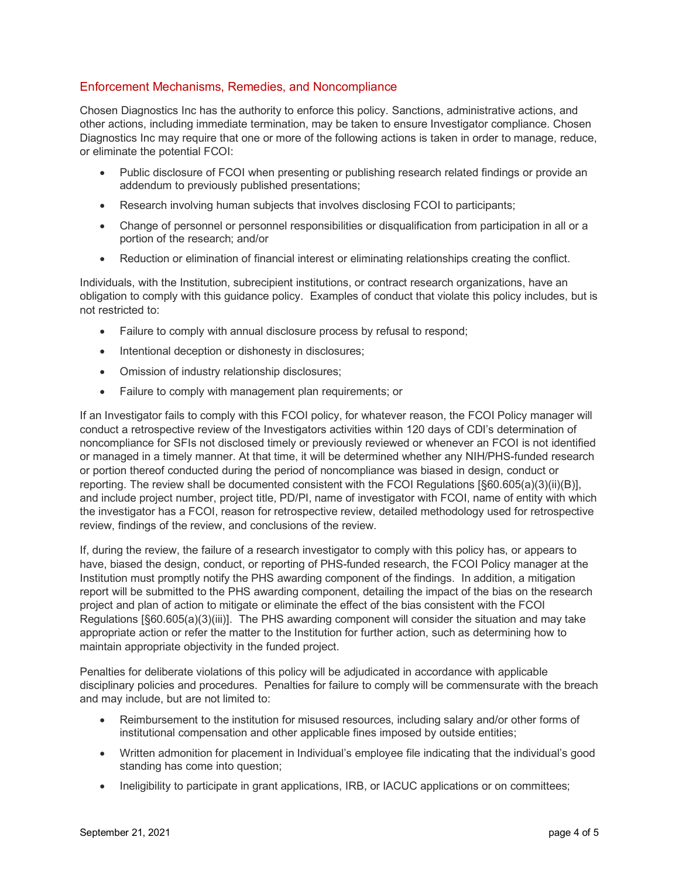## Enforcement Mechanisms, Remedies, and Noncompliance

Chosen Diagnostics Inc has the authority to enforce this policy. Sanctions, administrative actions, and other actions, including immediate termination, may be taken to ensure Investigator compliance. Chosen Diagnostics Inc may require that one or more of the following actions is taken in order to manage, reduce, or eliminate the potential FCOI:

- Public disclosure of FCOI when presenting or publishing research related findings or provide an addendum to previously published presentations;
- Research involving human subjects that involves disclosing FCOI to participants;
- Change of personnel or personnel responsibilities or disqualification from participation in all or a portion of the research; and/or
- Reduction or elimination of financial interest or eliminating relationships creating the conflict.

Individuals, with the Institution, subrecipient institutions, or contract research organizations, have an obligation to comply with this guidance policy. Examples of conduct that violate this policy includes, but is not restricted to:

- Failure to comply with annual disclosure process by refusal to respond;
- Intentional deception or dishonesty in disclosures;
- Omission of industry relationship disclosures;
- Failure to comply with management plan requirements; or

If an Investigator fails to comply with this FCOI policy, for whatever reason, the FCOI Policy manager will conduct a retrospective review of the Investigators activities within 120 days of CDI's determination of noncompliance for SFIs not disclosed timely or previously reviewed or whenever an FCOI is not identified or managed in a timely manner. At that time, it will be determined whether any NIH/PHS-funded research or portion thereof conducted during the period of noncompliance was biased in design, conduct or reporting. The review shall be documented consistent with the FCOI Regulations [§60.605(a)(3)(ii)(B)], and include project number, project title, PD/PI, name of investigator with FCOI, name of entity with which the investigator has a FCOI, reason for retrospective review, detailed methodology used for retrospective review, findings of the review, and conclusions of the review.

If, during the review, the failure of a research investigator to comply with this policy has, or appears to have, biased the design, conduct, or reporting of PHS-funded research, the FCOI Policy manager at the Institution must promptly notify the PHS awarding component of the findings. In addition, a mitigation report will be submitted to the PHS awarding component, detailing the impact of the bias on the research project and plan of action to mitigate or eliminate the effect of the bias consistent with the FCOI Regulations [§60.605(a)(3)(iii)]. The PHS awarding component will consider the situation and may take appropriate action or refer the matter to the Institution for further action, such as determining how to maintain appropriate objectivity in the funded project.

Penalties for deliberate violations of this policy will be adjudicated in accordance with applicable disciplinary policies and procedures. Penalties for failure to comply will be commensurate with the breach and may include, but are not limited to:

- Reimbursement to the institution for misused resources, including salary and/or other forms of institutional compensation and other applicable fines imposed by outside entities;
- Written admonition for placement in Individual's employee file indicating that the individual's good standing has come into question;
- Ineligibility to participate in grant applications, IRB, or IACUC applications or on committees;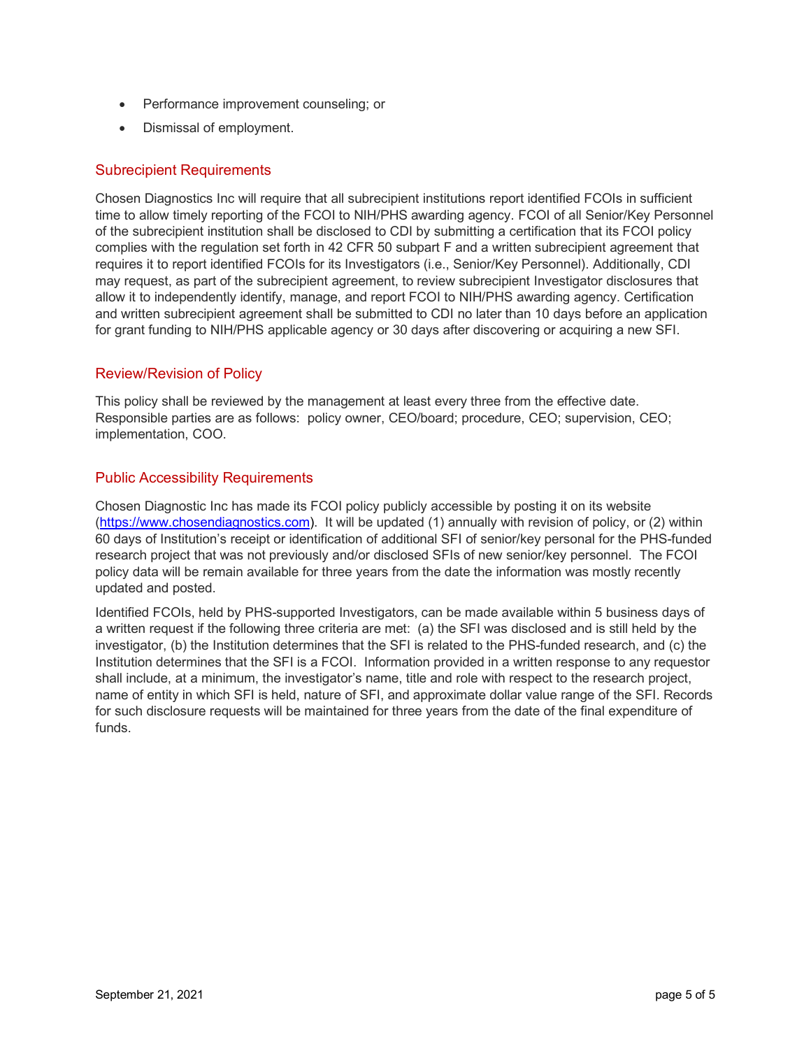- Performance improvement counseling; or
- Dismissal of employment.

## Subrecipient Requirements

Chosen Diagnostics Inc will require that all subrecipient institutions report identified FCOIs in sufficient time to allow timely reporting of the FCOI to NIH/PHS awarding agency. FCOI of all Senior/Key Personnel of the subrecipient institution shall be disclosed to CDI by submitting a certification that its FCOI policy complies with the regulation set forth in 42 CFR 50 subpart F and a written subrecipient agreement that requires it to report identified FCOIs for its Investigators (i.e., Senior/Key Personnel). Additionally, CDI may request, as part of the subrecipient agreement, to review subrecipient Investigator disclosures that allow it to independently identify, manage, and report FCOI to NIH/PHS awarding agency. Certification and written subrecipient agreement shall be submitted to CDI no later than 10 days before an application for grant funding to NIH/PHS applicable agency or 30 days after discovering or acquiring a new SFI.

## Review/Revision of Policy

This policy shall be reviewed by the management at least every three from the effective date. Responsible parties are as follows: policy owner, CEO/board; procedure, CEO; supervision, CEO; implementation, COO.

## Public Accessibility Requirements

Chosen Diagnostic Inc has made its FCOI policy publicly accessible by posting it on its website ([https://www.chosendiagnostics.com](https://www.chosendiagnostics.com)). It will be updated (1) annually with revision of policy, or (2) within 60 days of Institution's receipt or identification of additional SFI of senior/key personal for the PHS-funded research project that was not previously and/or disclosed SFIs of new senior/key personnel. The FCOI policy data will be remain available for three years from the date the information was mostly recently updated and posted.

Identified FCOIs, held by PHS-supported Investigators, can be made available within 5 business days of a written request if the following three criteria are met: (a) the SFI was disclosed and is still held by the investigator, (b) the Institution determines that the SFI is related to the PHS-funded research, and (c) the Institution determines that the SFI is a FCOI. Information provided in a written response to any requestor shall include, at a minimum, the investigator's name, title and role with respect to the research project, name of entity in which SFI is held, nature of SFI, and approximate dollar value range of the SFI. Records for such disclosure requests will be maintained for three years from the date of the final expenditure of funds.